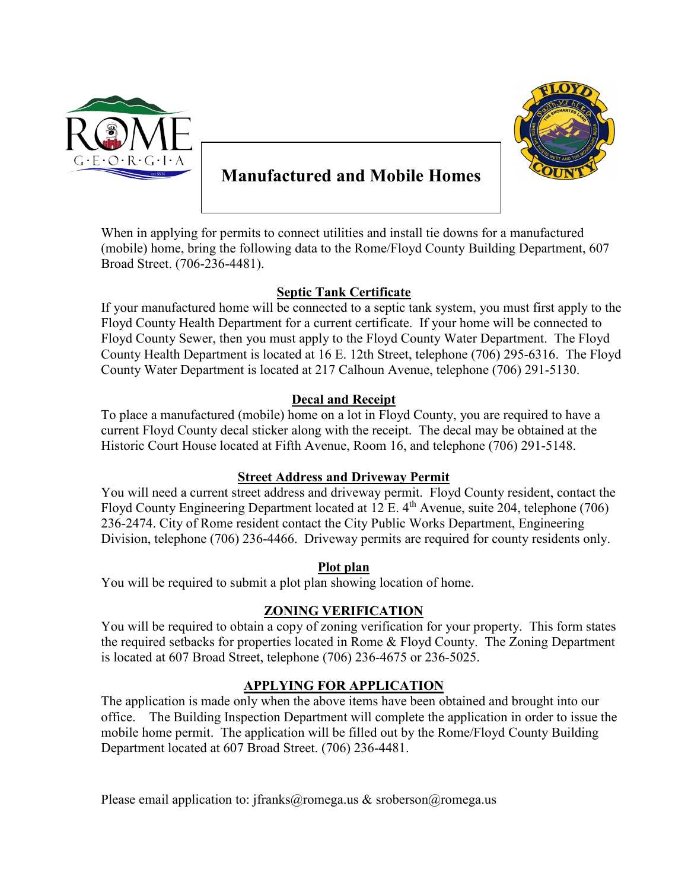# Manufactured and Mobile Homes

When in applying for permits to connect utilities and install tie downs for a manufactured (mobile) home, bring the following data to the Rome/Floyd County Building Department, 607 Broad Street. (706-236-4481).

## Septic Tank Certificate

If your manufactured home will be connected to a septic tank system, you must first apply to the Floyd County Health Department for a current certificate. If your home will be connected to Floyd County Sewer, then you must apply to the Floyd County Water Department. The Floyd County Health Department is located at 16 E. 12th Street, telephone (706) 295-6316. The Floyd County Water Department is located at 217 Calhoun Avenue, telephone (706) 291-5130.

## Decal and Receipt

To place a manufactured (mobile) home on a lot in Floyd County, you are required to have a current Floyd County decal sticker along with the receipt. The decal may be obtained at the Historic Court House located at Fifth Avenue, Room 16, and telephone (706) 291-5148.

## Street Address and Driveway Permit

You will need a current street address and driveway permit. Floyd County resident, contact the Floyd County Engineering Department located at 12 E. 4th Avenue, suite 204, telephone (706) 236-2474. City of Rome resident contact the City Public Works Department, Engineering Division, telephone (706) 236-4466. Driveway permits are required for county residents only.

## Plot plan

You will be required to submit a plot plan showing location of home.

## ZONING VERIFICATION

You will be required to obtain a copy of zoning verification for your property. This form states the required setbacks for properties located in Rome & Floyd County. The Zoning Department is located at 607 Broad Street, telephone (706) 236-4675 or 236-5025.

## APPLYING FOR APPLICATION

The application is made only when the above items have been obtained and brought into our office. The Building Inspection Department will complete the application in order to issue the mobile home permit. The application will be filled out by the Rome/Floyd County Building Department located at 607 Broad Street. (706) 236-4481.

Please email application to: jfranks@romega.us & sroberson@romega.us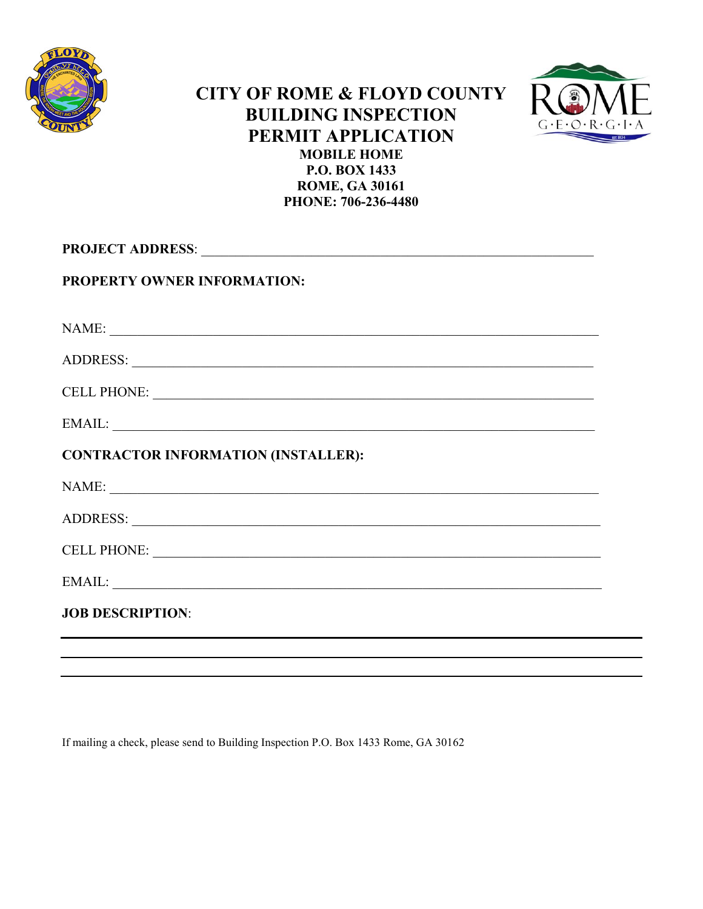# CITY OF ROME & FLOYD COUNTY BUILDING INSPECTION PERMIT APPLICATION

**MOBILE HOME**
**P.O. BOX 1433**
**ROME, GA 30161**
**PHONE: 706-236-4480**

**PROJECT ADDRESS**: ____________________________________________________________

**PROPERTY OWNER INFORMATION:**

NAME: ____________________________________________________________

ADDRESS: ____________________________________________________________

CELL PHONE: ____________________________________________________________

EMAIL: ____________________________________________________________

**CONTRACTOR INFORMATION (INSTALLER):**

NAME: ____________________________________________________________

ADDRESS: ____________________________________________________________

CELL PHONE: ____________________________________________________________

EMAIL: ____________________________________________________________

**JOB DESCRIPTION**:

____________________________________________________________

____________________________________________________________

____________________________________________________________

If mailing a check, please send to Building Inspection P.O. Box 1433 Rome, GA 30162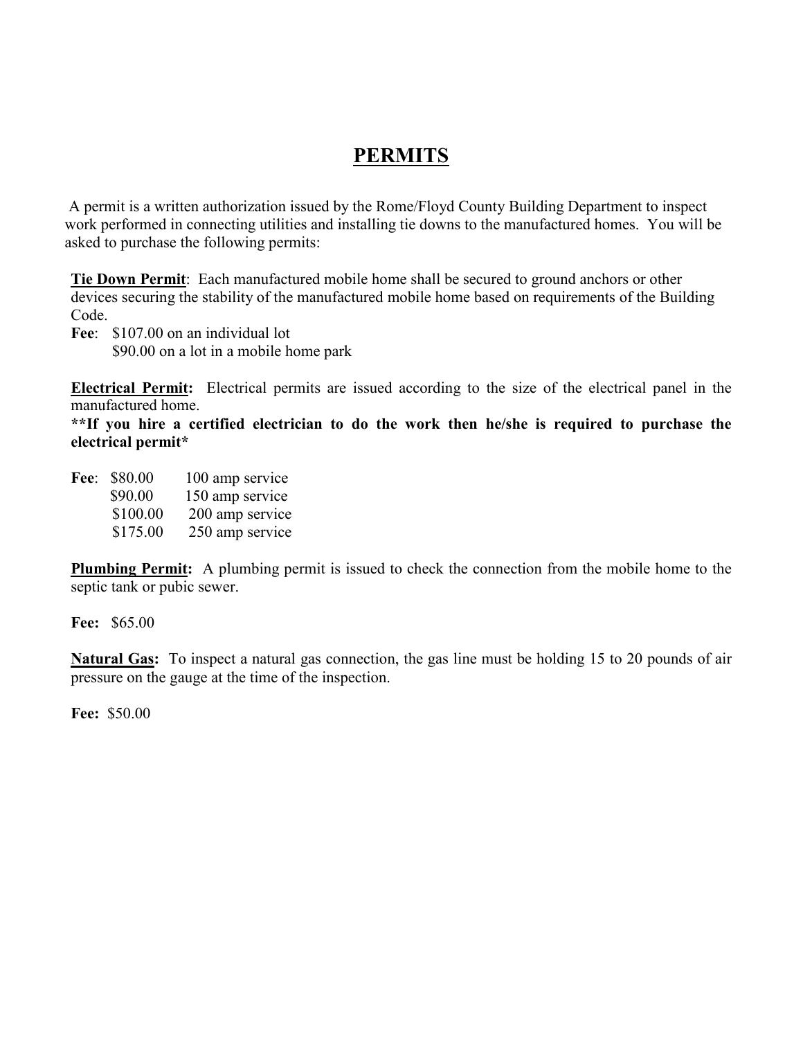# PERMITS

A permit is a written authorization issued by the Rome/Floyd County Building Department to inspect work performed in connecting utilities and installing tie downs to the manufactured homes. You will be asked to purchase the following permits:

**Tie Down Permit**: Each manufactured mobile home shall be secured to ground anchors or other devices securing the stability of the manufactured mobile home based on requirements of the Building Code.

**Fee**: $107.00 on an individual lot
$90.00 on a lot in a mobile home park

**Electrical Permit:** Electrical permits are issued according to the size of the electrical panel in the manufactured home.

**\*\*If you hire a certified electrician to do the work then he/she is required to purchase the electrical permit\***

**Fee**: $80.00 100 amp service
$90.00 150 amp service
$100.00 200 amp service
$175.00 250 amp service

**Plumbing Permit:** A plumbing permit is issued to check the connection from the mobile home to the septic tank or pubic sewer.

**Fee:** $65.00

**Natural Gas:** To inspect a natural gas connection, the gas line must be holding 15 to 20 pounds of air pressure on the gauge at the time of the inspection.

**Fee:** $50.00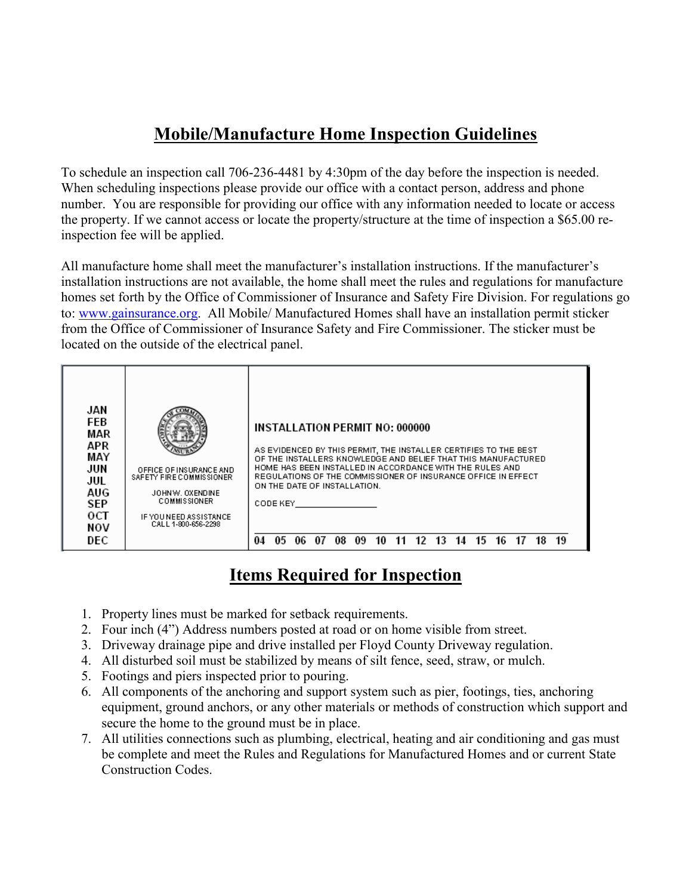# Mobile/Manufacture Home Inspection Guidelines

To schedule an inspection call 706-236-4481 by 4:30pm of the day before the inspection is needed. When scheduling inspections please provide our office with a contact person, address and phone number. You are responsible for providing our office with any information needed to locate or access the property. If we cannot access or locate the property/structure at the time of inspection a $65.00 re-inspection fee will be applied.

All manufacture home shall meet the manufacturer's installation instructions. If the manufacturer's installation instructions are not available, the home shall meet the rules and regulations for manufacture homes set forth by the Office of Commissioner of Insurance and Safety Fire Division. For regulations go to: [www.gainsurance.org](http://www.gainsurance.org). All Mobile/ Manufactured Homes shall have an installation permit sticker from the Office of Commissioner of Insurance Safety and Fire Commissioner. The sticker must be located on the outside of the electrical panel.

| JAN FEB MAR APR MAY JUN JUL AUG SEP OCT NOV DEC | OFFICE OF INSURANCE AND SAFETY FIRE COMMISSIONER<br>JOHN W. OXENDINE COMMISSIONER<br>IF YOU NEED ASSISTANCE CALL 1-800-656-2298 | INSTALLATION PERMIT NO: 000000<br>AS EVIDENCED BY THIS PERMIT, THE INSTALLER CERTIFIES TO THE BEST OF THE INSTALLERS KNOWLEDGE AND BELIEF THAT THIS MANUFACTURED HOME HAS BEEN INSTALLED IN ACCORDANCE WITH THE RULES AND REGULATIONS OF THE COMMISSIONER OF INSURANCE OFFICE IN EFFECT ON THE DATE OF INSTALLATION.<br>CODE KEY_______________<br>04 05 06 07 08 09 10 11 12 13 14 15 16 17 18 19 |
|---|---|---|

## Items Required for Inspection

1. Property lines must be marked for setback requirements.
2. Four inch (4") Address numbers posted at road or on home visible from street.
3. Driveway drainage pipe and drive installed per Floyd County Driveway regulation.
4. All disturbed soil must be stabilized by means of silt fence, seed, straw, or mulch.
5. Footings and piers inspected prior to pouring.
6. All components of the anchoring and support system such as pier, footings, ties, anchoring equipment, ground anchors, or any other materials or methods of construction which support and secure the home to the ground must be in place.
7. All utilities connections such as plumbing, electrical, heating and air conditioning and gas must be complete and meet the Rules and Regulations for Manufactured Homes and or current State Construction Codes.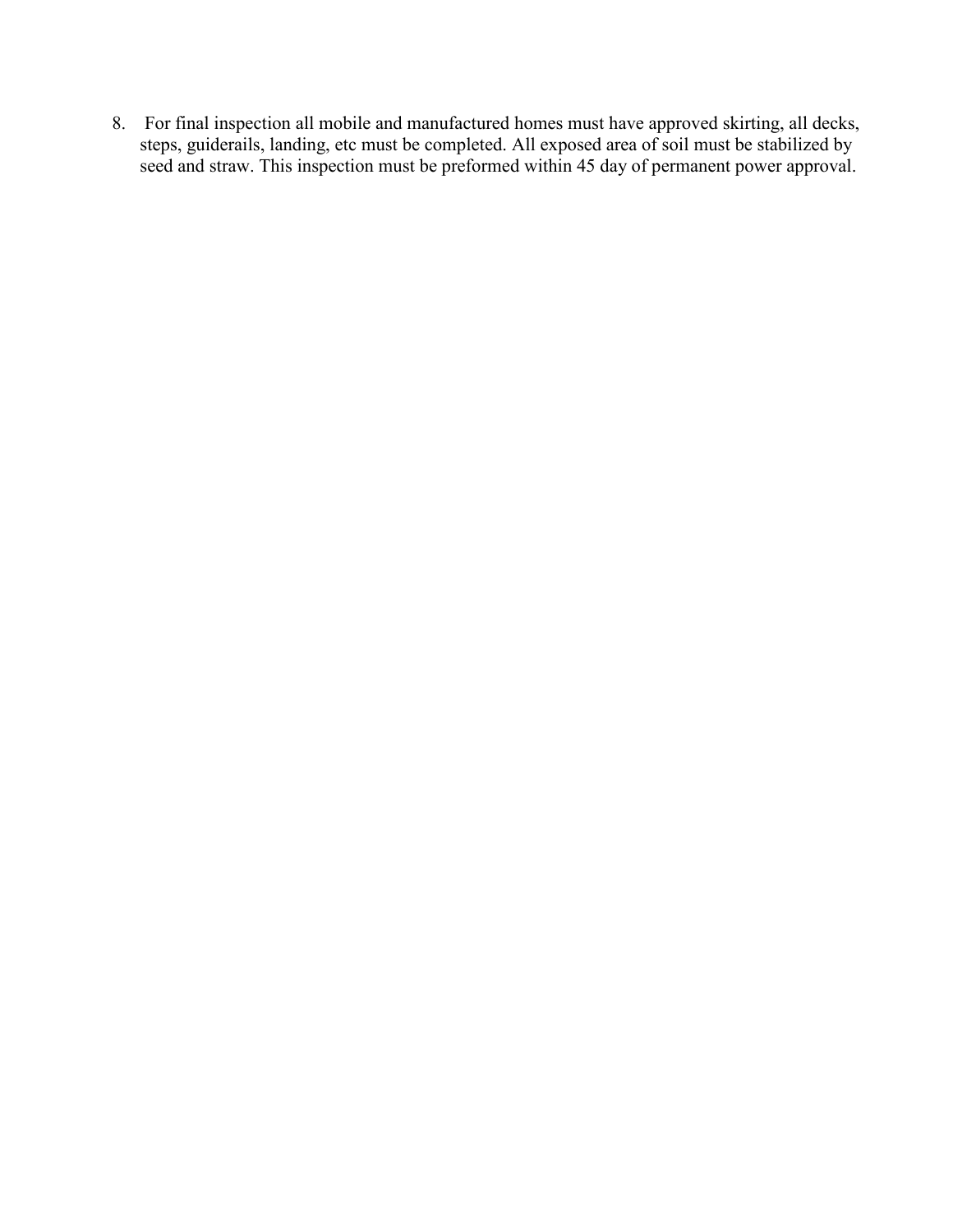8. For final inspection all mobile and manufactured homes must have approved skirting, all decks, steps, guiderails, landing, etc must be completed. All exposed area of soil must be stabilized by seed and straw. This inspection must be preformed within 45 day of permanent power approval.